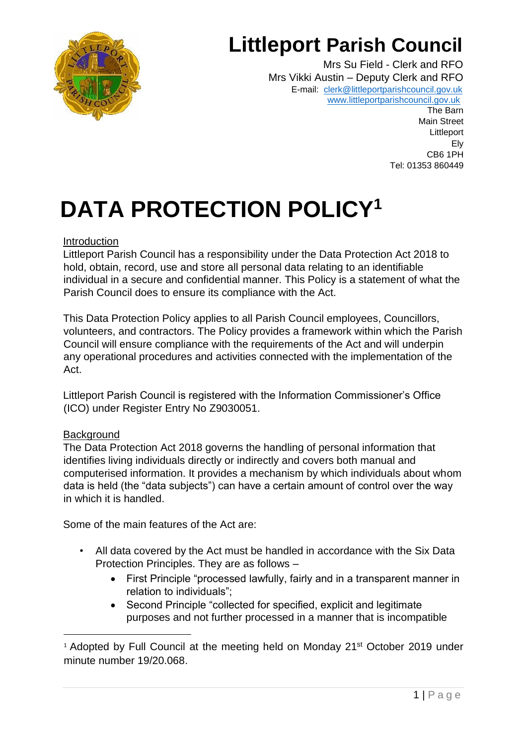# Littleport Parish Council

Mrs Su Field - Clerk and RFO
Mrs Vikki Austin – Deputy Clerk and RFO
E-mail: clerk@littleportparishcouncil.gov.uk
www.littleportparishcouncil.gov.uk
The Barn
Main Street
Littleport
Ely
CB6 1PH
Tel: 01353 860449

# DATA PROTECTION POLICY[1]

## Introduction

Littleport Parish Council has a responsibility under the Data Protection Act 2018 to hold, obtain, record, use and store all personal data relating to an identifiable individual in a secure and confidential manner. This Policy is a statement of what the Parish Council does to ensure its compliance with the Act.

This Data Protection Policy applies to all Parish Council employees, Councillors, volunteers, and contractors. The Policy provides a framework within which the Parish Council will ensure compliance with the requirements of the Act and will underpin any operational procedures and activities connected with the implementation of the Act.

Littleport Parish Council is registered with the Information Commissioner's Office (ICO) under Register Entry No Z9030051.

## Background

The Data Protection Act 2018 governs the handling of personal information that identifies living individuals directly or indirectly and covers both manual and computerised information. It provides a mechanism by which individuals about whom data is held (the "data subjects") can have a certain amount of control over the way in which it is handled.

Some of the main features of the Act are:

- All data covered by the Act must be handled in accordance with the Six Data Protection Principles. They are as follows –
  - First Principle "processed lawfully, fairly and in a transparent manner in relation to individuals";
  - Second Principle "collected for specified, explicit and legitimate purposes and not further processed in a manner that is incompatible

---

[1] Adopted by Full Council at the meeting held on Monday 21st October 2019 under minute number 19/20.068.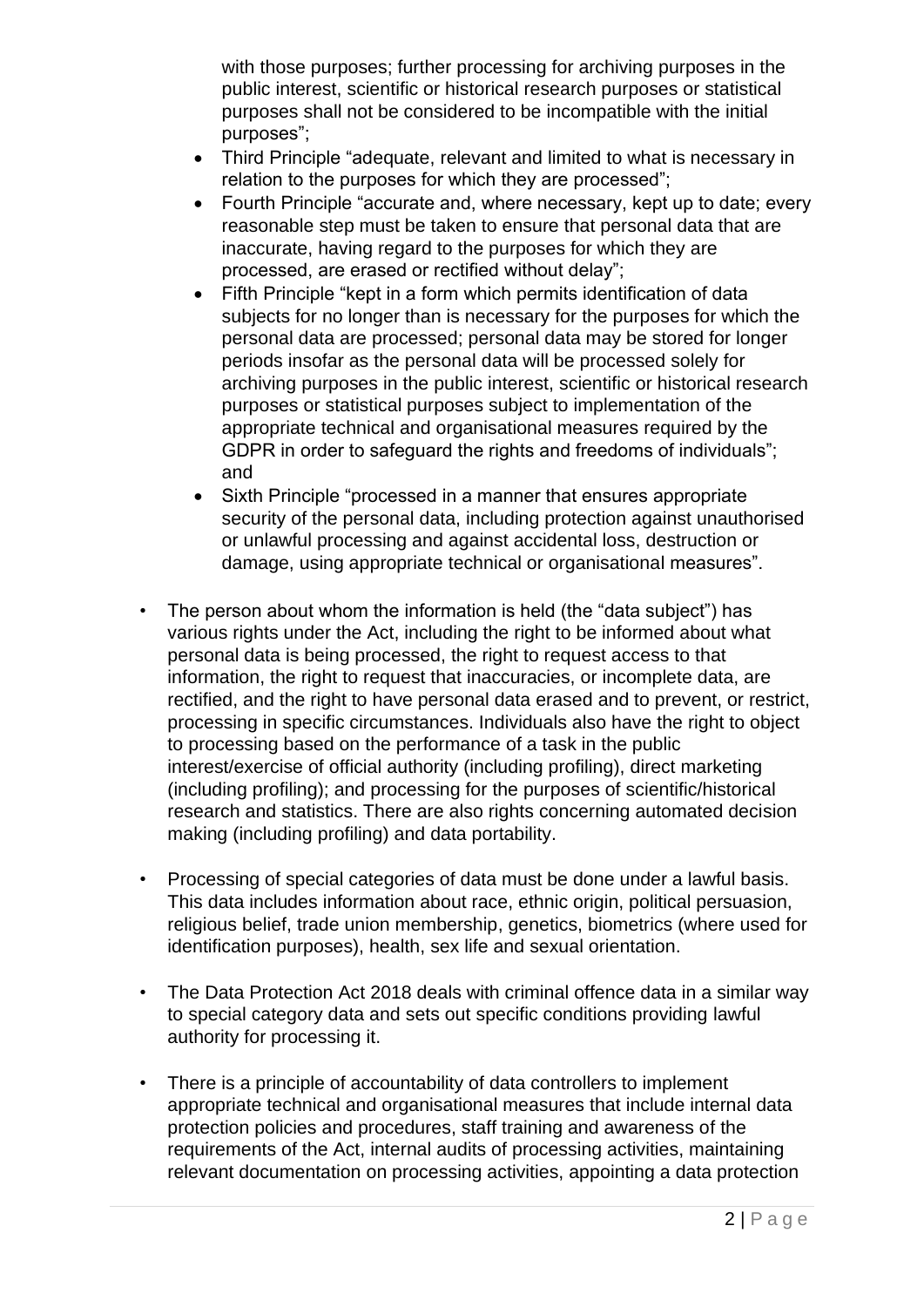with those purposes; further processing for archiving purposes in the public interest, scientific or historical research purposes or statistical purposes shall not be considered to be incompatible with the initial purposes";

- Third Principle "adequate, relevant and limited to what is necessary in relation to the purposes for which they are processed";
- Fourth Principle "accurate and, where necessary, kept up to date; every reasonable step must be taken to ensure that personal data that are inaccurate, having regard to the purposes for which they are processed, are erased or rectified without delay";
- Fifth Principle "kept in a form which permits identification of data subjects for no longer than is necessary for the purposes for which the personal data are processed; personal data may be stored for longer periods insofar as the personal data will be processed solely for archiving purposes in the public interest, scientific or historical research purposes or statistical purposes subject to implementation of the appropriate technical and organisational measures required by the GDPR in order to safeguard the rights and freedoms of individuals"; and
- Sixth Principle "processed in a manner that ensures appropriate security of the personal data, including protection against unauthorised or unlawful processing and against accidental loss, destruction or damage, using appropriate technical or organisational measures".

- The person about whom the information is held (the "data subject") has various rights under the Act, including the right to be informed about what personal data is being processed, the right to request access to that information, the right to request that inaccuracies, or incomplete data, are rectified, and the right to have personal data erased and to prevent, or restrict, processing in specific circumstances. Individuals also have the right to object to processing based on the performance of a task in the public interest/exercise of official authority (including profiling), direct marketing (including profiling); and processing for the purposes of scientific/historical research and statistics. There are also rights concerning automated decision making (including profiling) and data portability.

- Processing of special categories of data must be done under a lawful basis. This data includes information about race, ethnic origin, political persuasion, religious belief, trade union membership, genetics, biometrics (where used for identification purposes), health, sex life and sexual orientation.

- The Data Protection Act 2018 deals with criminal offence data in a similar way to special category data and sets out specific conditions providing lawful authority for processing it.

- There is a principle of accountability of data controllers to implement appropriate technical and organisational measures that include internal data protection policies and procedures, staff training and awareness of the requirements of the Act, internal audits of processing activities, maintaining relevant documentation on processing activities, appointing a data protection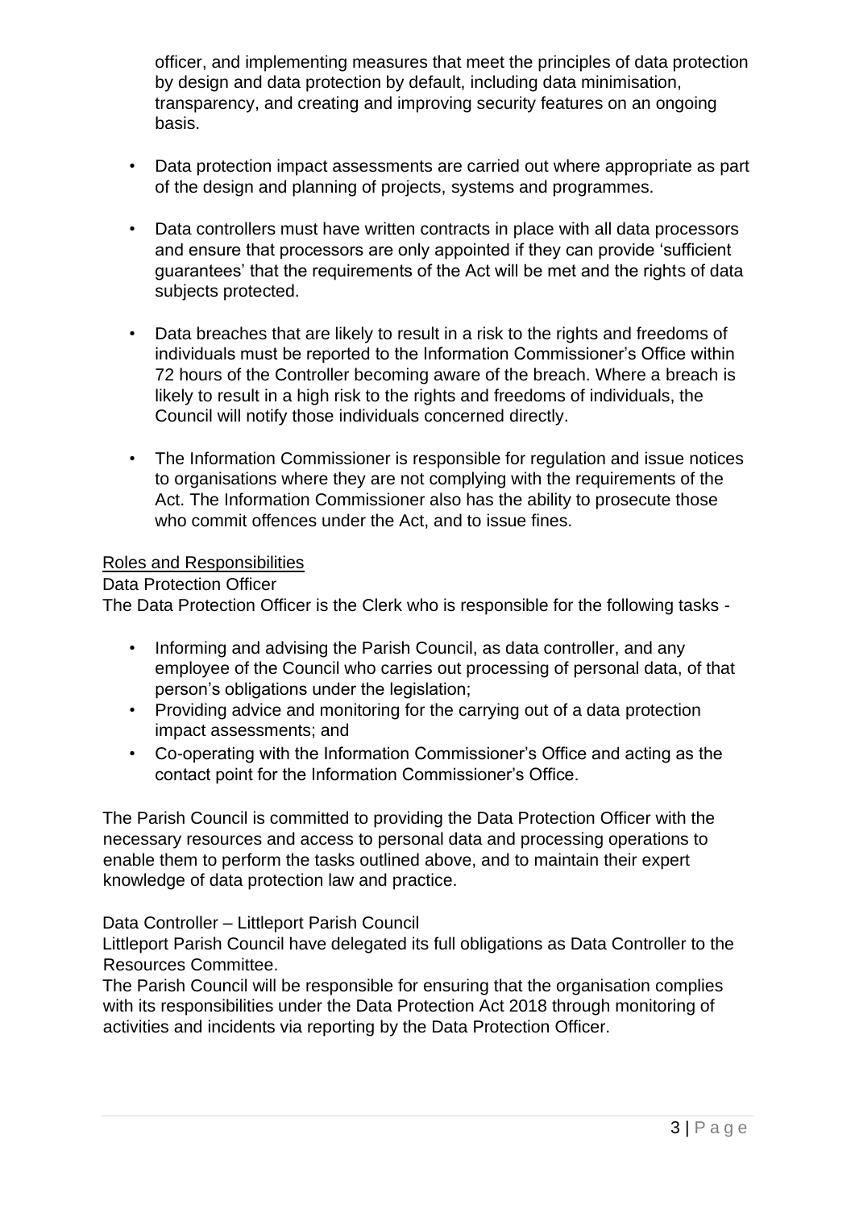officer, and implementing measures that meet the principles of data protection by design and data protection by default, including data minimisation, transparency, and creating and improving security features on an ongoing basis.

- Data protection impact assessments are carried out where appropriate as part of the design and planning of projects, systems and programmes.
- Data controllers must have written contracts in place with all data processors and ensure that processors are only appointed if they can provide 'sufficient guarantees' that the requirements of the Act will be met and the rights of data subjects protected.
- Data breaches that are likely to result in a risk to the rights and freedoms of individuals must be reported to the Information Commissioner's Office within 72 hours of the Controller becoming aware of the breach. Where a breach is likely to result in a high risk to the rights and freedoms of individuals, the Council will notify those individuals concerned directly.
- The Information Commissioner is responsible for regulation and issue notices to organisations where they are not complying with the requirements of the Act. The Information Commissioner also has the ability to prosecute those who commit offences under the Act, and to issue fines.

## Roles and Responsibilities

### Data Protection Officer

The Data Protection Officer is the Clerk who is responsible for the following tasks -

- Informing and advising the Parish Council, as data controller, and any employee of the Council who carries out processing of personal data, of that person's obligations under the legislation;
- Providing advice and monitoring for the carrying out of a data protection impact assessments; and
- Co-operating with the Information Commissioner's Office and acting as the contact point for the Information Commissioner's Office.

The Parish Council is committed to providing the Data Protection Officer with the necessary resources and access to personal data and processing operations to enable them to perform the tasks outlined above, and to maintain their expert knowledge of data protection law and practice.

### Data Controller – Littleport Parish Council

Littleport Parish Council have delegated its full obligations as Data Controller to the Resources Committee.

The Parish Council will be responsible for ensuring that the organisation complies with its responsibilities under the Data Protection Act 2018 through monitoring of activities and incidents via reporting by the Data Protection Officer.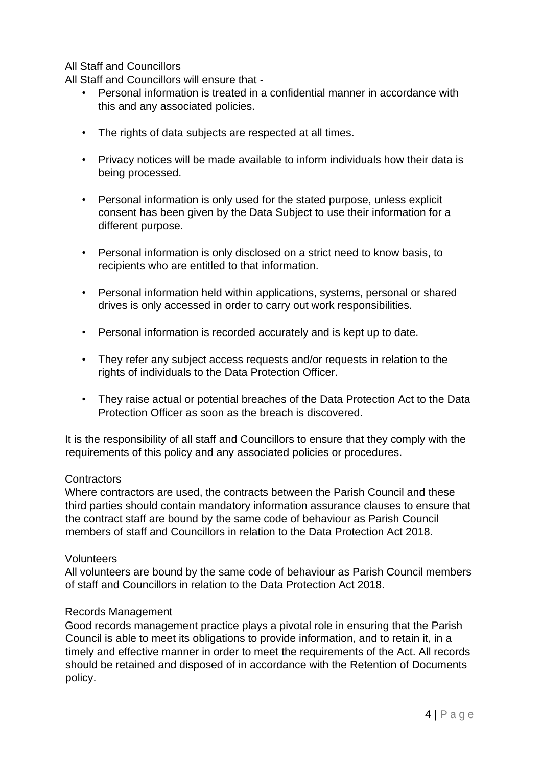All Staff and Councillors

All Staff and Councillors will ensure that -

- Personal information is treated in a confidential manner in accordance with this and any associated policies.
- The rights of data subjects are respected at all times.
- Privacy notices will be made available to inform individuals how their data is being processed.
- Personal information is only used for the stated purpose, unless explicit consent has been given by the Data Subject to use their information for a different purpose.
- Personal information is only disclosed on a strict need to know basis, to recipients who are entitled to that information.
- Personal information held within applications, systems, personal or shared drives is only accessed in order to carry out work responsibilities.
- Personal information is recorded accurately and is kept up to date.
- They refer any subject access requests and/or requests in relation to the rights of individuals to the Data Protection Officer.
- They raise actual or potential breaches of the Data Protection Act to the Data Protection Officer as soon as the breach is discovered.

It is the responsibility of all staff and Councillors to ensure that they comply with the requirements of this policy and any associated policies or procedures.

Contractors

Where contractors are used, the contracts between the Parish Council and these third parties should contain mandatory information assurance clauses to ensure that the contract staff are bound by the same code of behaviour as Parish Council members of staff and Councillors in relation to the Data Protection Act 2018.

Volunteers

All volunteers are bound by the same code of behaviour as Parish Council members of staff and Councillors in relation to the Data Protection Act 2018.

<u>Records Management</u>

Good records management practice plays a pivotal role in ensuring that the Parish Council is able to meet its obligations to provide information, and to retain it, in a timely and effective manner in order to meet the requirements of the Act. All records should be retained and disposed of in accordance with the Retention of Documents policy.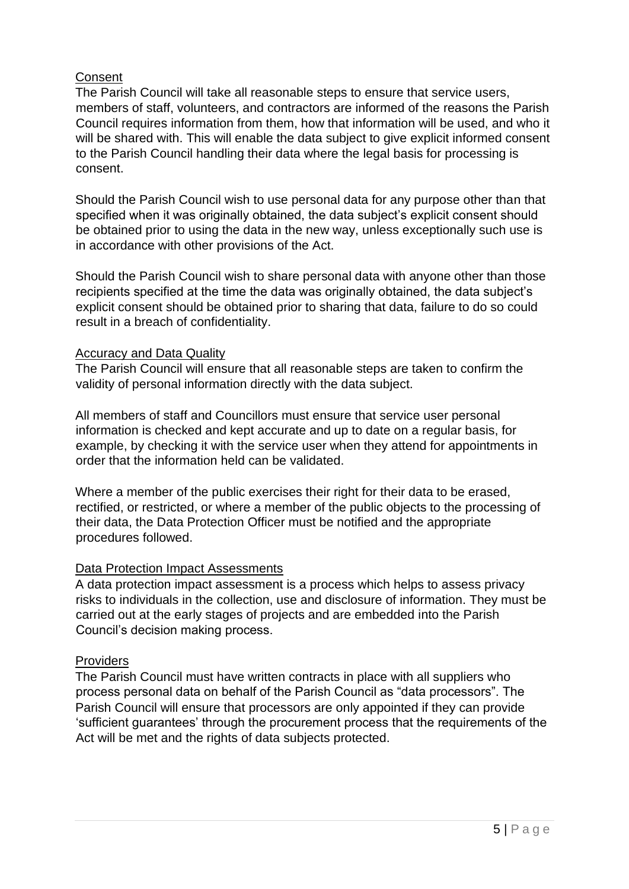## Consent

The Parish Council will take all reasonable steps to ensure that service users, members of staff, volunteers, and contractors are informed of the reasons the Parish Council requires information from them, how that information will be used, and who it will be shared with. This will enable the data subject to give explicit informed consent to the Parish Council handling their data where the legal basis for processing is consent.

Should the Parish Council wish to use personal data for any purpose other than that specified when it was originally obtained, the data subject's explicit consent should be obtained prior to using the data in the new way, unless exceptionally such use is in accordance with other provisions of the Act.

Should the Parish Council wish to share personal data with anyone other than those recipients specified at the time the data was originally obtained, the data subject's explicit consent should be obtained prior to sharing that data, failure to do so could result in a breach of confidentiality.

## Accuracy and Data Quality

The Parish Council will ensure that all reasonable steps are taken to confirm the validity of personal information directly with the data subject.

All members of staff and Councillors must ensure that service user personal information is checked and kept accurate and up to date on a regular basis, for example, by checking it with the service user when they attend for appointments in order that the information held can be validated.

Where a member of the public exercises their right for their data to be erased, rectified, or restricted, or where a member of the public objects to the processing of their data, the Data Protection Officer must be notified and the appropriate procedures followed.

## Data Protection Impact Assessments

A data protection impact assessment is a process which helps to assess privacy risks to individuals in the collection, use and disclosure of information. They must be carried out at the early stages of projects and are embedded into the Parish Council's decision making process.

## Providers

The Parish Council must have written contracts in place with all suppliers who process personal data on behalf of the Parish Council as "data processors". The Parish Council will ensure that processors are only appointed if they can provide 'sufficient guarantees' through the procurement process that the requirements of the Act will be met and the rights of data subjects protected.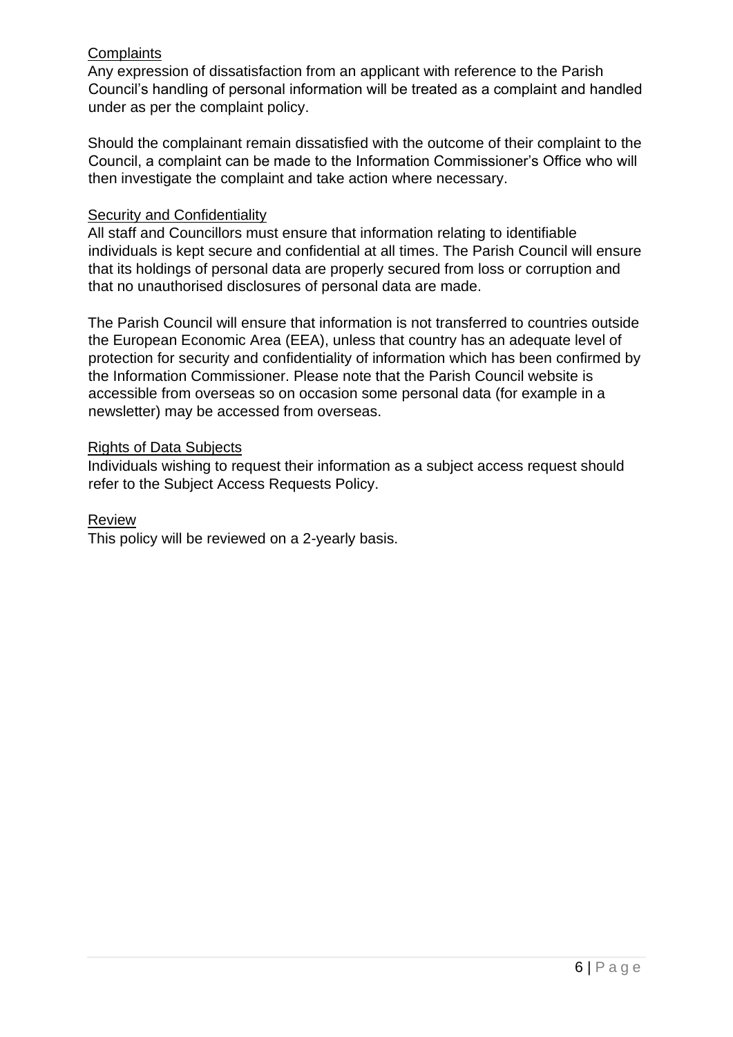## Complaints

Any expression of dissatisfaction from an applicant with reference to the Parish Council's handling of personal information will be treated as a complaint and handled under as per the complaint policy.

Should the complainant remain dissatisfied with the outcome of their complaint to the Council, a complaint can be made to the Information Commissioner's Office who will then investigate the complaint and take action where necessary.

## Security and Confidentiality

All staff and Councillors must ensure that information relating to identifiable individuals is kept secure and confidential at all times. The Parish Council will ensure that its holdings of personal data are properly secured from loss or corruption and that no unauthorised disclosures of personal data are made.

The Parish Council will ensure that information is not transferred to countries outside the European Economic Area (EEA), unless that country has an adequate level of protection for security and confidentiality of information which has been confirmed by the Information Commissioner. Please note that the Parish Council website is accessible from overseas so on occasion some personal data (for example in a newsletter) may be accessed from overseas.

## Rights of Data Subjects

Individuals wishing to request their information as a subject access request should refer to the Subject Access Requests Policy.

## Review

This policy will be reviewed on a 2-yearly basis.